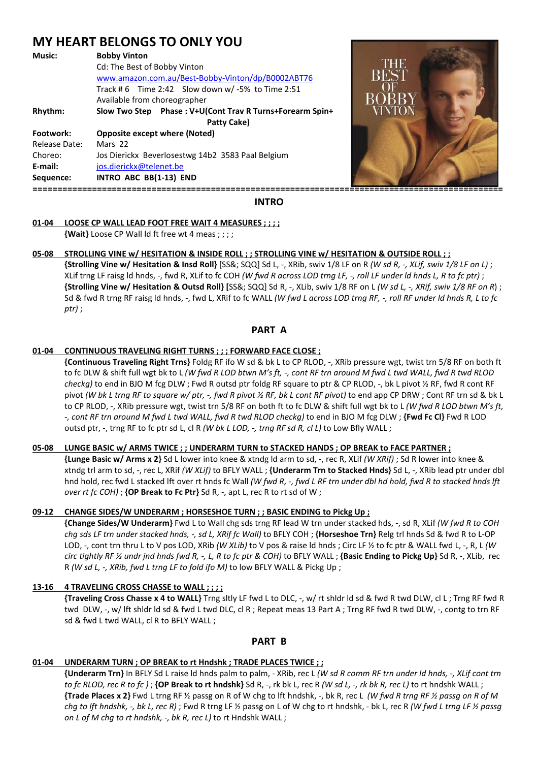# MY HEART BELONGS TO ONLY YOU

**Music:** **Bobby Vinton**
Cd: The Best of Bobby Vinton
www.amazon.com.au/Best-Bobby-Vinton/dp/B0002ABT76
Track # 6 Time 2:42 Slow down w/ -5% to Time 2:51
Available from choreographer

**Rhythm:** **Slow Two Step Phase : V+U(Cont Trav R Turns+Forearm Spin+ Patty Cake)**

**Footwork:** **Opposite except where (Noted)**

Release Date: Mars 22

Choreo: Jos Dierickx Beverlosestwg 14b2 3583 Paal Belgium

**E-mail:** jos.dierickx@telenet.be

**Sequence:** **INTRO ABC BB(1-13) END**

## INTRO

**01-04 LOOSE CP WALL LEAD FOOT FREE WAIT 4 MEASURES ; ; ; ;**

**{Wait}** Loose CP Wall ld ft free wt 4 meas ; ; ; ;

**05-08 STROLLING VINE w/ HESITATION & INSIDE ROLL ; ; STROLLING VINE w/ HESITATION & OUTSIDE ROLL ; ;**

**{Strolling Vine w/ Hesitation & Insd Roll}** [SS&; SQQ] Sd L, -, XRib, swiv 1/8 LF on R *(W sd R, -, XLif, swiv 1/8 LF on L)* ; XLif trng LF raisg ld hnds, -, fwd R, XLif to fc COH *(W fwd R across LOD trng LF, -, roll LF under ld hnds L, R to fc ptr)* ; **{Strolling Vine w/ Hesitation & Outsd Roll} [**SS&; SQQ] Sd R, -, XLib, swiv 1/8 RF on L *(W sd L, -, XRif, swiv 1/8 RF on R*) ; Sd & fwd R trng RF raisg ld hnds, -, fwd L, XRif to fc WALL *(W fwd L across LOD trng RF, -, roll RF under ld hnds R, L to fc ptr)* ;

## PART A

**01-04 CONTINUOUS TRAVELING RIGHT TURNS ; ; ; FORWARD FACE CLOSE ;**

**{Continuous Traveling Right Trns}** Foldg RF ifo W sd & bk L to CP RLOD, -, XRib pressure wgt, twist trn 5/8 RF on both ft to fc DLW & shift full wgt bk to L *(W fwd R LOD btwn M's ft, -, cont RF trn around M fwd L twd WALL, fwd R twd RLOD checkg)* to end in BJO M fcg DLW ; Fwd R outsd ptr foldg RF square to ptr & CP RLOD, -, bk L pivot ½ RF, fwd R cont RF pivot *(W bk L trng RF to square w/ ptr, -, fwd R pivot ½ RF, bk L cont RF pivot)* to end app CP DRW ; Cont RF trn sd & bk L to CP RLOD, -, XRib pressure wgt, twist trn 5/8 RF on both ft to fc DLW & shift full wgt bk to L *(W fwd R LOD btwn M's ft, -, cont RF trn around M fwd L twd WALL, fwd R twd RLOD checkg)* to end in BJO M fcg DLW ; **{Fwd Fc Cl}** Fwd R LOD outsd ptr, -, trng RF to fc ptr sd L, cl R *(W bk L LOD, -, trng RF sd R, cl L)* to Low Bfly WALL ;

**05-08 LUNGE BASIC w/ ARMS TWICE ; ; UNDERARM TURN to STACKED HANDS ; OP BREAK to FACE PARTNER ;**

**{Lunge Basic w/ Arms x 2}** Sd L lower into knee & xtndg ld arm to sd, -, rec R, XLif *(W XRif)* ; Sd R lower into knee & xtndg trl arm to sd, -, rec L, XRif *(W XLif)* to BFLY WALL ; **{Underarm Trn to Stacked Hnds}** Sd L, -, XRib lead ptr under dbl hnd hold, rec fwd L stacked lft over rt hnds fc Wall *(W fwd R, -, fwd L RF trn under dbl hd hold, fwd R to stacked hnds lft over rt fc COH)* ; **{OP Break to Fc Ptr}** Sd R, -, apt L, rec R to rt sd of W ;

**09-12 CHANGE SIDES/W UNDERARM ; HORSESHOE TURN ; ; BASIC ENDING to Pickg Up ;**

**{Change Sides/W Underarm}** Fwd L to Wall chg sds trng RF lead W trn under stacked hds, -, sd R, XLif *(W fwd R to COH chg sds LF trn under stacked hnds, -, sd L, XRif fc Wall)* to BFLY COH ; **{Horseshoe Trn}** Relg trl hnds Sd & fwd R to L-OP LOD, -, cont trn thru L to V pos LOD, XRib *(W XLib)* to V pos & raise ld hnds ; Circ LF ½ to fc ptr & WALL fwd L, -, R, L *(W circ tightly RF ½ undr jnd hnds fwd R, -, L, R to fc ptr & COH)* to BFLY WALL ; **{Basic Ending to Pickg Up}** Sd R, -, XLib, rec R *(W sd L, -, XRib, fwd L trng LF to fold ifo M)* to low BFLY WALL & Pickg Up ;

**13-16 4 TRAVELING CROSS CHASSE to WALL ; ; ; ;**

**{Traveling Cross Chasse x 4 to WALL}** Trng sltly LF fwd L to DLC, -, w/ rt shldr ld sd & fwd R twd DLW, cl L ; Trng RF fwd R twd DLW, -, w/ lft shldr ld sd & fwd L twd DLC, cl R ; Repeat meas 13 Part A ; Trng RF fwd R twd DLW, -, contg to trn RF sd & fwd L twd WALL, cl R to BFLY WALL ;

## PART B

**01-04 UNDERARM TURN ; OP BREAK to rt Hndshk ; TRADE PLACES TWICE ; ;**

**{Underarm Trn}** In BFLY Sd L raise ld hnds palm to palm, - XRib, rec L *(W sd R comm RF trn under ld hnds, -, XLif cont trn to fc RLOD, rec R to fc )* ; **{OP Break to rt hndshk}** Sd R, -, rk bk L, rec R *(W sd L, -, rk bk R, rec L)* to rt hndshk WALL ; **{Trade Places x 2}** Fwd L trng RF ½ passg on R of W chg to lft hndshk, -, bk R, rec L *(W fwd R trng RF ½ passg on R of M chg to lft hndshk, -, bk L, rec R)* ; Fwd R trng LF ½ passg on L of W chg to rt hndshk, - bk L, rec R *(W fwd L trng LF ½ passg on L of M chg to rt hndshk, -, bk R, rec L)* to rt Hndshk WALL ;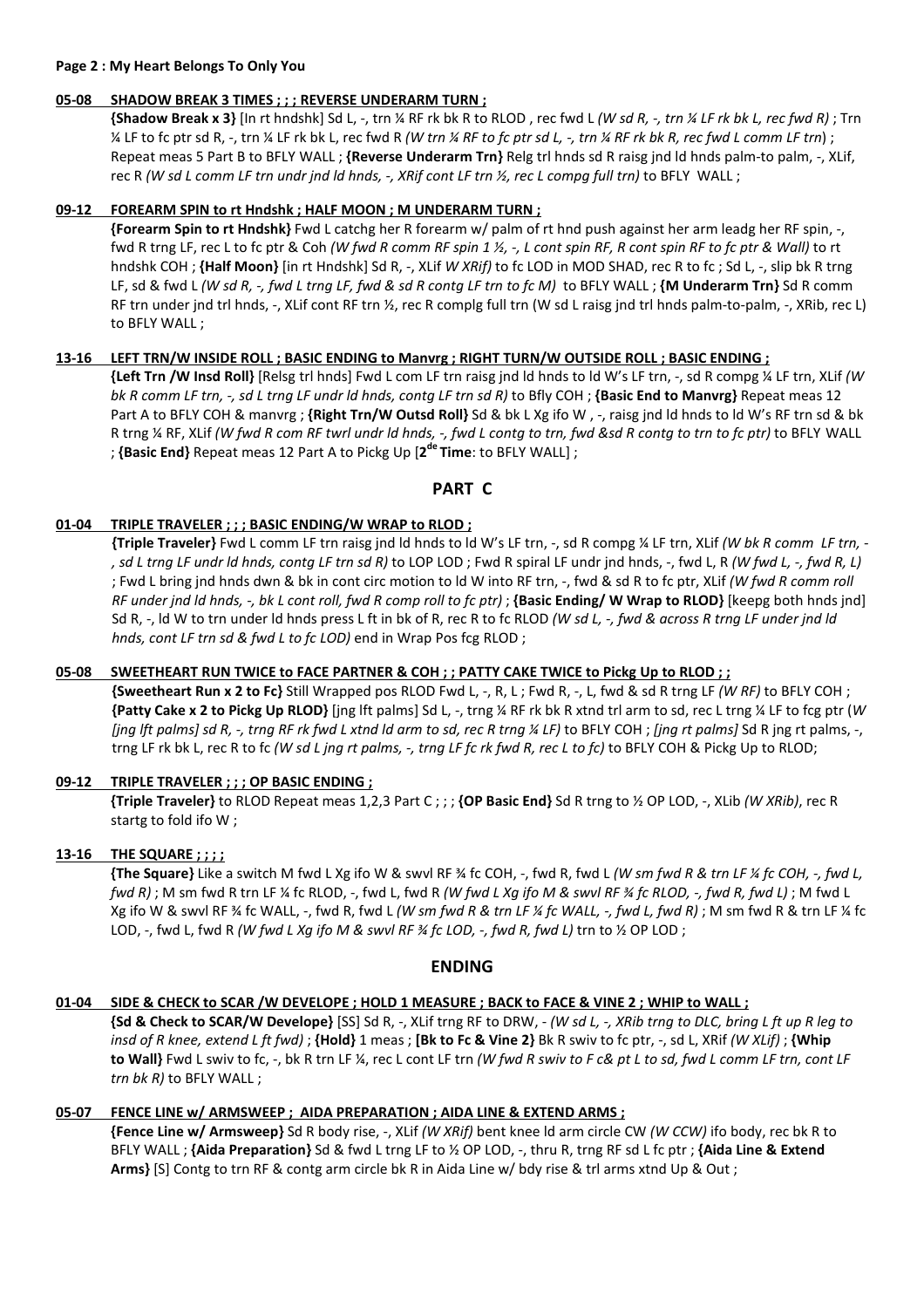**Page 2 : My Heart Belongs To Only You**

**05-08 SHADOW BREAK 3 TIMES ; ; ; REVERSE UNDERARM TURN ;**

**{Shadow Break x 3}** [In rt hndshk] Sd L, -, trn ¼ RF rk bk R to RLOD , rec fwd L *(W sd R, -, trn ¼ LF rk bk L, rec fwd R)* ; Trn ¼ LF to fc ptr sd R, -, trn ¼ LF rk bk L, rec fwd R *(W trn ¼ RF to fc ptr sd L, -, trn ¼ RF rk bk R, rec fwd L comm LF trn*) ; Repeat meas 5 Part B to BFLY WALL ; **{Reverse Underarm Trn}** Relg trl hnds sd R raisg jnd ld hnds palm-to palm, -, XLif, rec R *(W sd L comm LF trn undr jnd ld hnds, -, XRif cont LF trn ½, rec L compg full trn)* to BFLY WALL ;

**09-12 FOREARM SPIN to rt Hndshk ; HALF MOON ; M UNDERARM TURN ;**

**{Forearm Spin to rt Hndshk}** Fwd L catchg her R forearm w/ palm of rt hnd push against her arm leadg her RF spin, -, fwd R trng LF, rec L to fc ptr & Coh *(W fwd R comm RF spin 1 ½, -, L cont spin RF, R cont spin RF to fc ptr & Wall)* to rt hndshk COH ; **{Half Moon}** [in rt Hndshk] Sd R, -, XLif *W XRif)* to fc LOD in MOD SHAD, rec R to fc ; Sd L, -, slip bk R trng LF, sd & fwd L *(W sd R, -, fwd L trng LF, fwd & sd R contg LF trn to fc M)* to BFLY WALL ; **{M Underarm Trn}** Sd R comm RF trn under jnd trl hnds, -, XLif cont RF trn ½, rec R complg full trn (W sd L raisg jnd trl hnds palm-to-palm, -, XRib, rec L) to BFLY WALL ;

**13-16 LEFT TRN/W INSIDE ROLL ; BASIC ENDING to Manvrg ; RIGHT TURN/W OUTSIDE ROLL ; BASIC ENDING ;**

**{Left Trn /W Insd Roll}** [Relsg trl hnds] Fwd L com LF trn raisg jnd ld hnds to ld W's LF trn, -, sd R compg ¼ LF trn, XLif *(W bk R comm LF trn, -, sd L trng LF undr ld hnds, contg LF trn sd R)* to Bfly COH ; **{Basic End to Manvrg}** Repeat meas 12 Part A to BFLY COH & manvrg ; **{Right Trn/W Outsd Roll}** Sd & bk L Xg ifo W , -, raisg jnd ld hnds to ld W's RF trn sd & bk R trng ¼ RF, XLif *(W fwd R com RF twrl undr ld hnds, -, fwd L contg to trn, fwd &sd R contg to trn to fc ptr)* to BFLY WALL ; **{Basic End}** Repeat meas 12 Part A to Pickg Up [**2de Time**: to BFLY WALL] ;

## PART C

**01-04 TRIPLE TRAVELER ; ; ; BASIC ENDING/W WRAP to RLOD ;**

**{Triple Traveler}** Fwd L comm LF trn raisg jnd ld hnds to ld W's LF trn, -, sd R compg ¼ LF trn, XLif *(W bk R comm LF trn, -, sd L trng LF undr ld hnds, contg LF trn sd R)* to LOP LOD ; Fwd R spiral LF undr jnd hnds, -, fwd L, R *(W fwd L, -, fwd R, L)* ; Fwd L bring jnd hnds dwn & bk in cont circ motion to ld W into RF trn, -, fwd & sd R to fc ptr, XLif *(W fwd R comm roll RF under jnd ld hnds, -, bk L cont roll, fwd R comp roll to fc ptr)* ; **{Basic Ending/ W Wrap to RLOD}** [keepg both hnds jnd] Sd R, -, ld W to trn under ld hnds press L ft in bk of R, rec R to fc RLOD *(W sd L, -, fwd & across R trng LF under jnd ld hnds, cont LF trn sd & fwd L to fc LOD)* end in Wrap Pos fcg RLOD ;

**05-08 SWEETHEART RUN TWICE to FACE PARTNER & COH ; ; PATTY CAKE TWICE to Pickg Up to RLOD ; ;**

**{Sweetheart Run x 2 to Fc}** Still Wrapped pos RLOD Fwd L, -, R, L ; Fwd R, -, L, fwd & sd R trng LF *(W RF)* to BFLY COH ; **{Patty Cake x 2 to Pickg Up RLOD}** [jng lft palms] Sd L, -, trng ¼ RF rk bk R xtnd trl arm to sd, rec L trng ¼ LF to fcg ptr (*W [jng lft palms] sd R, -, trng RF rk fwd L xtnd ld arm to sd, rec R trng ¼ LF)* to BFLY COH ; *[jng rt palms]* Sd R jng rt palms, -, trng LF rk bk L, rec R to fc *(W sd L jng rt palms, -, trng LF fc rk fwd R, rec L to fc)* to BFLY COH & Pickg Up to RLOD;

**09-12 TRIPLE TRAVELER ; ; ; OP BASIC ENDING ;**

**{Triple Traveler}** to RLOD Repeat meas 1,2,3 Part C ; ; ; **{OP Basic End}** Sd R trng to ½ OP LOD, -, XLib *(W XRib)*, rec R startg to fold ifo W ;

**13-16 THE SQUARE ; ; ; ;**

**{The Square}** Like a switch M fwd L Xg ifo W & swvl RF ¾ fc COH, -, fwd R, fwd L *(W sm fwd R & trn LF ¼ fc COH, -, fwd L, fwd R)* ; M sm fwd R trn LF ¼ fc RLOD, -, fwd L, fwd R *(W fwd L Xg ifo M & swvl RF ¾ fc RLOD, -, fwd R, fwd L)* ; M fwd L Xg ifo W & swvl RF ¾ fc WALL, -, fwd R, fwd L *(W sm fwd R & trn LF ¼ fc WALL, -, fwd L, fwd R)* ; M sm fwd R & trn LF ¼ fc LOD, -, fwd L, fwd R *(W fwd L Xg ifo M & swvl RF ¾ fc LOD, -, fwd R, fwd L)* trn to ½ OP LOD ;

## ENDING

**01-04 SIDE & CHECK to SCAR /W DEVELOPE ; HOLD 1 MEASURE ; BACK to FACE & VINE 2 ; WHIP to WALL ;**

**{Sd & Check to SCAR/W Develope}** [SS] Sd R, -, XLif trng RF to DRW, - *(W sd L, -, XRib trng to DLC, bring L ft up R leg to insd of R knee, extend L ft fwd)* ; **{Hold}** 1 meas ; **[Bk to Fc & Vine 2}** Bk R swiv to fc ptr, -, sd L, XRif *(W XLif)* ; **{Whip to Wall}** Fwd L swiv to fc, -, bk R trn LF ¼, rec L cont LF trn *(W fwd R swiv to F c& pt L to sd, fwd L comm LF trn, cont LF trn bk R)* to BFLY WALL ;

**05-07 FENCE LINE w/ ARMSWEEP ; AIDA PREPARATION ; AIDA LINE & EXTEND ARMS ;**

**{Fence Line w/ Armsweep}** Sd R body rise, -, XLif *(W XRif)* bent knee ld arm circle CW *(W CCW)* ifo body, rec bk R to BFLY WALL ; **{Aida Preparation}** Sd & fwd L trng LF to ½ OP LOD, -, thru R, trng RF sd L fc ptr ; **{Aida Line & Extend Arms}** [S] Contg to trn RF & contg arm circle bk R in Aida Line w/ bdy rise & trl arms xtnd Up & Out ;